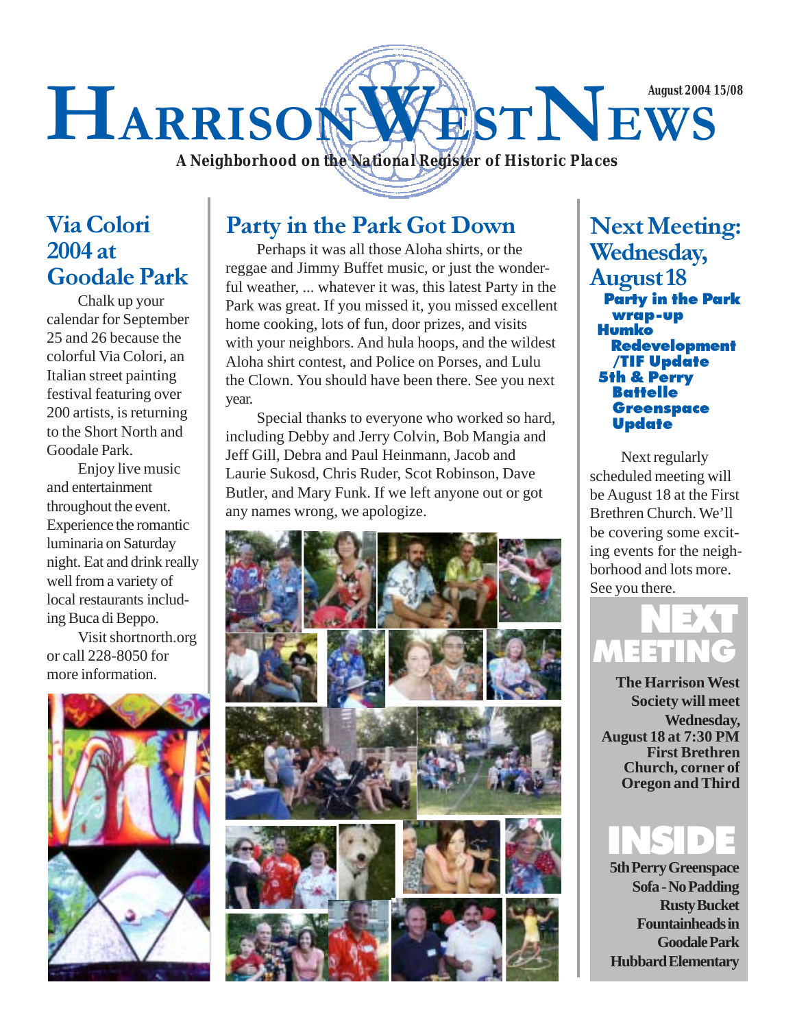# HARRISON WEST NEWS

August 2004 15/08

*A Neighborhood on the National Register of Historic Places*

## Via Colori 2004 at Goodale Park

Chalk up your calendar for September 25 and 26 because the colorful Via Colori, an Italian street painting festival featuring over 200 artists, is returning to the Short North and Goodale Park.

Enjoy live music and entertainment throughout the event. Experience the romantic luminaria on Saturday night. Eat and drink really well from a variety of local restaurants including Buca di Beppo.

Visit shortnorth.org or call 228-8050 for more information.

## Party in the Park Got Down

Perhaps it was all those Aloha shirts, or the reggae and Jimmy Buffet music, or just the wonderful weather, ... whatever it was, this latest Party in the Park was great. If you missed it, you missed excellent home cooking, lots of fun, door prizes, and visits with your neighbors. And hula hoops, and the wildest Aloha shirt contest, and Police on Porses, and Lulu the Clown. You should have been there. See you next year.

Special thanks to everyone who worked so hard, including Debby and Jerry Colvin, Bob Mangia and Jeff Gill, Debra and Paul Heinmann, Jacob and Laurie Sukosd, Chris Ruder, Scot Robinson, Dave Butler, and Mary Funk. If we left anyone out or got any names wrong, we apologize.

## Next Meeting: Wednesday, August 18

**Party in the Park wrap-up**
**Humko Redevelopment /TIF Update**
**5th & Perry Battelle Greenspace Update**

Next regularly scheduled meeting will be August 18 at the First Brethren Church. We'll be covering some exciting events for the neighborhood and lots more. See you there.

## NEXT MEETING

**The Harrison West Society will meet Wednesday, August 18 at 7:30 PM First Brethren Church, corner of Oregon and Third**

## INSIDE

**5th Perry Greenspace**
**Sofa - No Padding**
**Rusty Bucket**
**Fountainheads in Goodale Park**
**Hubbard Elementary**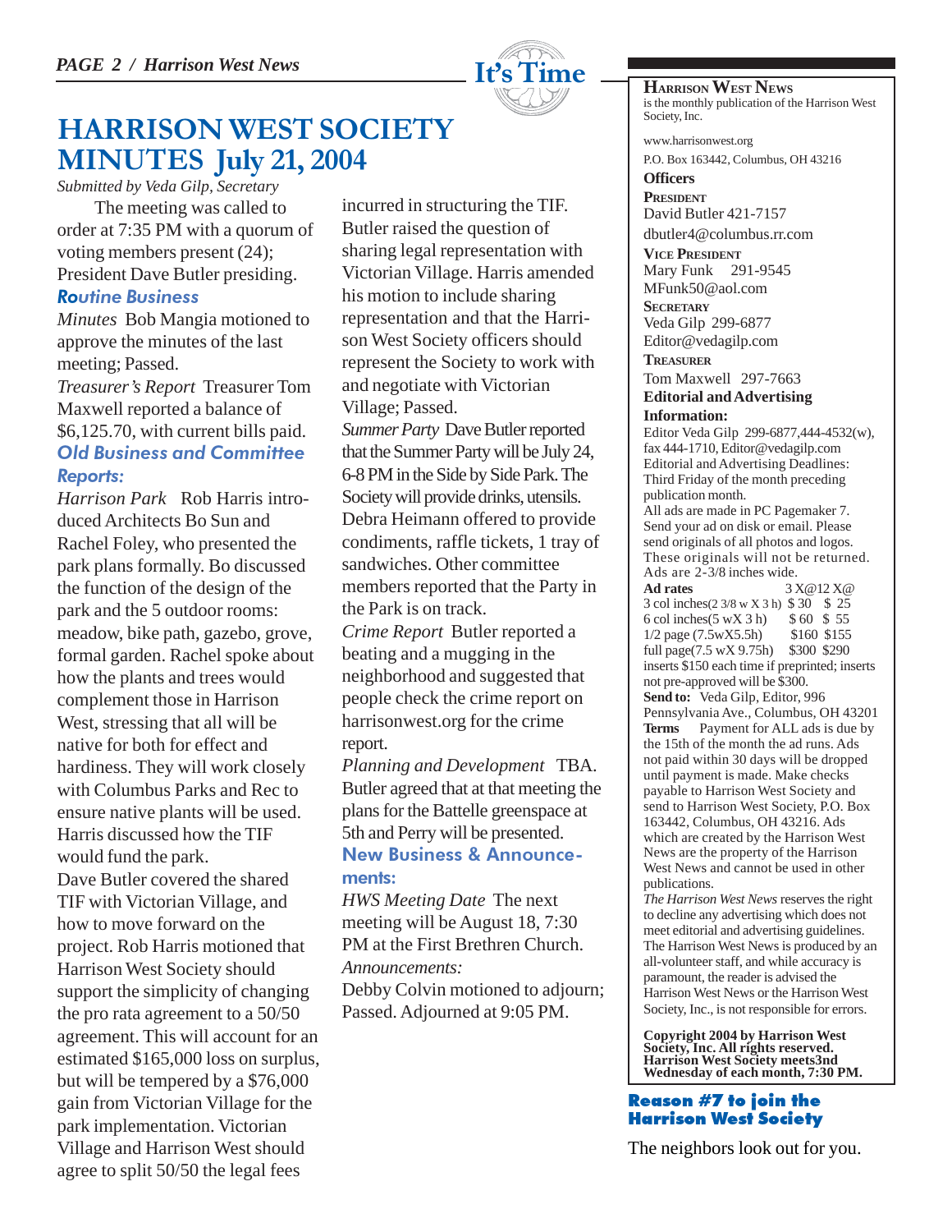# HARRISON WEST SOCIETY MINUTES July 21, 2004

*Submitted by Veda Gilp, Secretary*

The meeting was called to order at 7:35 PM with a quorum of voting members present (24); President Dave Butler presiding.

### Routine Business

*Minutes* Bob Mangia motioned to approve the minutes of the last meeting; Passed.

*Treasurer's Report* Treasurer Tom Maxwell reported a balance of $6,125.70, with current bills paid.

### Old Business and Committee Reports:

*Harrison Park* Rob Harris introduced Architects Bo Sun and Rachel Foley, who presented the park plans formally. Bo discussed the function of the design of the park and the 5 outdoor rooms: meadow, bike path, gazebo, grove, formal garden. Rachel spoke about how the plants and trees would complement those in Harrison West, stressing that all will be native for both for effect and hardiness. They will work closely with Columbus Parks and Rec to ensure native plants will be used. Harris discussed how the TIF would fund the park.

Dave Butler covered the shared TIF with Victorian Village, and how to move forward on the project. Rob Harris motioned that Harrison West Society should support the simplicity of changing the pro rata agreement to a 50/50 agreement. This will account for an estimated $165,000 loss on surplus, but will be tempered by a $76,000 gain from Victorian Village for the park implementation. Victorian Village and Harrison West should agree to split 50/50 the legal fees incurred in structuring the TIF. Butler raised the question of sharing legal representation with Victorian Village. Harris amended his motion to include sharing representation and that the Harrison West Society officers should represent the Society to work with and negotiate with Victorian Village; Passed.

*Summer Party* Dave Butler reported that the Summer Party will be July 24, 6-8 PM in the Side by Side Park. The Society will provide drinks, utensils. Debra Heimann offered to provide condiments, raffle tickets, 1 tray of sandwiches. Other committee members reported that the Party in the Park is on track.

*Crime Report* Butler reported a beating and a mugging in the neighborhood and suggested that people check the crime report on harrisonwest.org for the crime report.

*Planning and Development* TBA. Butler agreed that at that meeting the plans for the Battelle greenspace at 5th and Perry will be presented.

### New Business & Announcements:

*HWS Meeting Date* The next meeting will be August 18, 7:30 PM at the First Brethren Church.

*Announcements:*

Debby Colvin motioned to adjourn; Passed. Adjourned at 9:05 PM.

---

**HARRISON WEST NEWS** is the monthly publication of the Harrison West Society, Inc.

www.harrisonwest.org

P.O. Box 163442, Columbus, OH 43216

**Officers**

**PRESIDENT**
David Butler 421-7157
dbutler4@columbus.rr.com

**VICE PRESIDENT**
Mary Funk 291-9545
MFunk50@aol.com

**SECRETARY**
Veda Gilp 299-6877
Editor@vedagilp.com

**TREASURER**
Tom Maxwell 297-7663

**Editorial and Advertising Information:**

Editor Veda Gilp 299-6877,444-4532(w), fax 444-1710, Editor@vedagilp.com

Editorial and Advertising Deadlines: Third Friday of the month preceding publication month.

All ads are made in PC Pagemaker 7. Send your ad on disk or email. Please send originals of all photos and logos. These originals will not be returned. Ads are 2-3/8 inches wide.

| **Ad rates** | 3 X@ | 12 X@ |
|---|---|---|
| 3 col inches(2 3/8 w X 3 h) | $ 30 | $ 25 |
| 6 col inches(5 wX 3 h) | $ 60 | $ 55 |
| 1/2 page (7.5wX5.5h) | $160 | $155 |
| full page(7.5 wX 9.75h) | $300 | $290 |

inserts $150 each time if preprinted; inserts not pre-approved will be $300.

**Send to:** Veda Gilp, Editor, 996 Pennsylvania Ave., Columbus, OH 43201

**Terms** Payment for ALL ads is due by the 15th of the month the ad runs. Ads not paid within 30 days will be dropped until payment is made. Make checks payable to Harrison West Society and send to Harrison West Society, P.O. Box 163442, Columbus, OH 43216. Ads which are created by the Harrison West News are the property of the Harrison West News and cannot be used in other publications.

*The Harrison West News* reserves the right to decline any advertising which does not meet editorial and advertising guidelines. The Harrison West News is produced by an all-volunteer staff, and while accuracy is paramount, the reader is advised the Harrison West News or the Harrison West Society, Inc., is not responsible for errors.

**Copyright 2004 by Harrison West Society, Inc. All rights reserved. Harrison West Society meets3nd Wednesday of each month, 7:30 PM.**

### Reason #7 to join the Harrison West Society

The neighbors look out for you.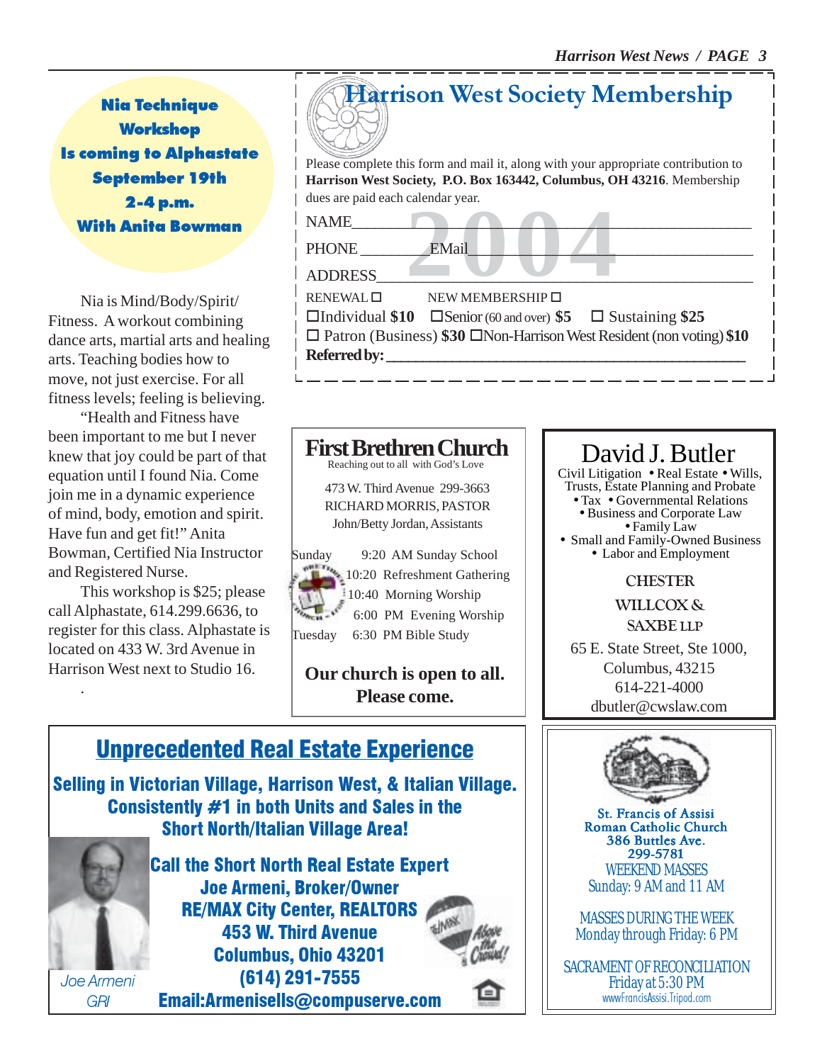**Nia Technique Workshop**
**Is coming to Alphastate**
**September 19th**
**2-4 p.m.**
**With Anita Bowman**

Nia is Mind/Body/Spirit/ Fitness. A workout combining dance arts, martial arts and healing arts. Teaching bodies how to move, not just exercise. For all fitness levels; feeling is believing.

"Health and Fitness have been important to me but I never knew that joy could be part of that equation until I found Nia. Come join me in a dynamic experience of mind, body, emotion and spirit. Have fun and get fit!" Anita Bowman, Certified Nia Instructor and Registered Nurse.

This workshop is $25; please call Alphastate, 614.299.6636, to register for this class. Alphastate is located on 433 W. 3rd Avenue in Harrison West next to Studio 16.

## Harrison West Society Membership

**2004**

Please complete this form and mail it, along with your appropriate contribution to **Harrison West Society, P.O. Box 163442, Columbus, OH 43216**. Membership dues are paid each calendar year.

NAME_______________________________________________

PHONE __________ EMail_____________________________

ADDRESS____________________________________________

RENEWAL ☐ NEW MEMBERSHIP ☐

☐Individual **$10** ☐Senior (60 and over) **$5** ☐ Sustaining **$25**

☐ Patron (Business) **$30** ☐Non-Harrison West Resident (non voting) **$10**

**Referred by: ___________________________________________**

## First Brethren Church

Reaching out to all with God's Love

473 W. Third Avenue 299-3663
RICHARD MORRIS, PASTOR
John/Betty Jordan, Assistants

Sunday 9:20 AM Sunday School
10:20 Refreshment Gathering
10:40 Morning Worship
6:00 PM Evening Worship
Tuesday 6:30 PM Bible Study

**Our church is open to all. Please come.**

## David J. Butler

Civil Litigation • Real Estate • Wills, Trusts, Estate Planning and Probate • Tax • Governmental Relations • Business and Corporate Law • Family Law • Small and Family-Owned Business • Labor and Employment

**CHESTER WILLCOX & SAXBE LLP**

65 E. State Street, Ste 1000,
Columbus, 43215
614-221-4000
dbutler@cwslaw.com

## Unprecedented Real Estate Experience

**Selling in Victorian Village, Harrison West, & Italian Village. Consistently #1 in both Units and Sales in the Short North/Italian Village Area!**

**Call the Short North Real Estate Expert**
**Joe Armeni, Broker/Owner**
**RE/MAX City Center, REALTORS**
**453 W. Third Avenue**
**Columbus, Ohio 43201**
**(614) 291-7555**
**Email:Armenisells@compuserve.com**

*Joe Armeni GRI*

Above the Crowd!

**St. Francis of Assisi Roman Catholic Church**
**386 Buttles Ave.**
**299-5781**

WEEKEND MASSES
Sunday: 9 AM and 11 AM

MASSES DURING THE WEEK
Monday through Friday: 6 PM

SACRAMENT OF RECONCILIATION
Friday at 5:30 PM

www.FrancisAssisi.Tripod.com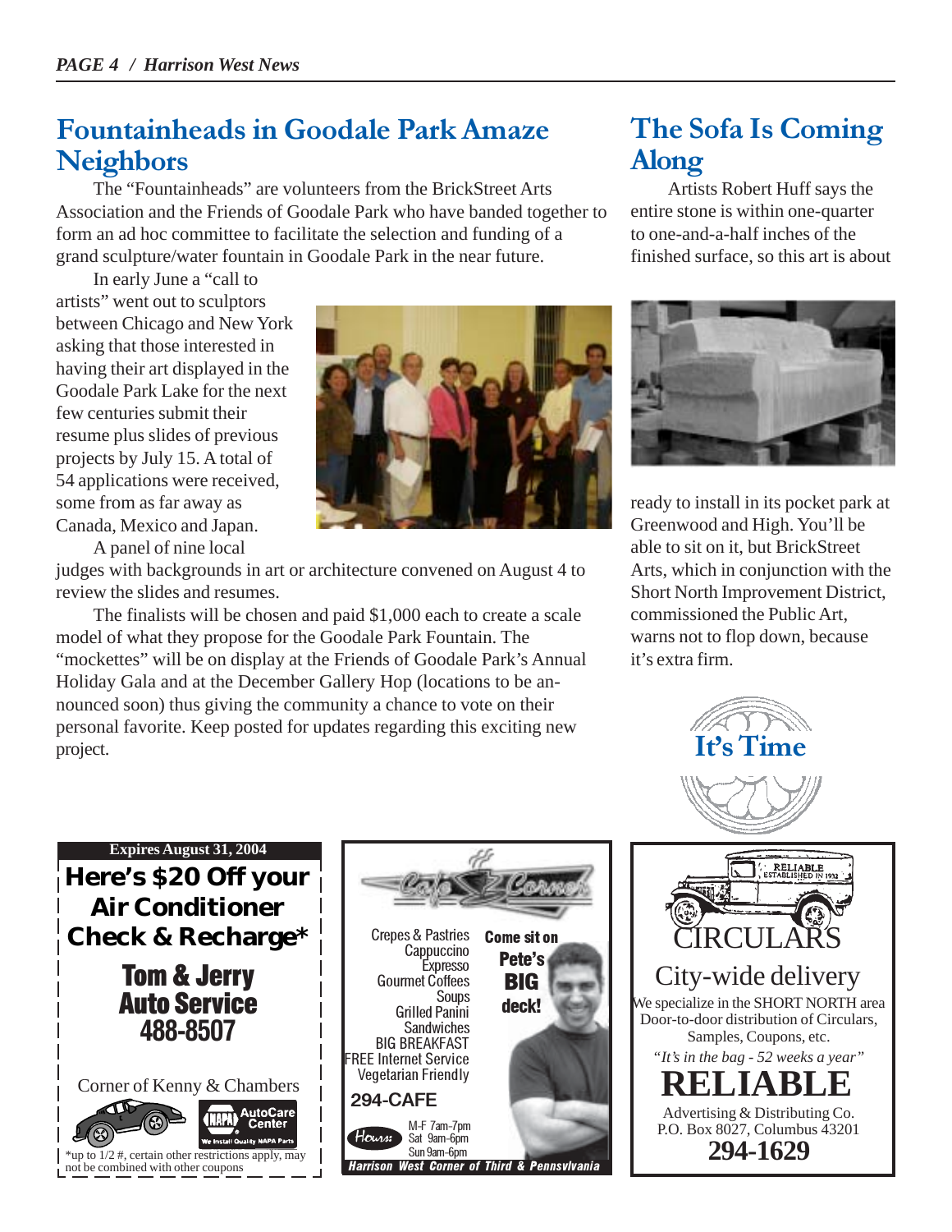## Fountainheads in Goodale Park Amaze Neighbors

The "Fountainheads" are volunteers from the BrickStreet Arts Association and the Friends of Goodale Park who have banded together to form an ad hoc committee to facilitate the selection and funding of a grand sculpture/water fountain in Goodale Park in the near future.

In early June a "call to artists" went out to sculptors between Chicago and New York asking that those interested in having their art displayed in the Goodale Park Lake for the next few centuries submit their resume plus slides of previous projects by July 15. A total of 54 applications were received, some from as far away as Canada, Mexico and Japan.

A panel of nine local judges with backgrounds in art or architecture convened on August 4 to review the slides and resumes.

The finalists will be chosen and paid $1,000 each to create a scale model of what they propose for the Goodale Park Fountain. The "mockettes" will be on display at the Friends of Goodale Park's Annual Holiday Gala and at the December Gallery Hop (locations to be announced soon) thus giving the community a chance to vote on their personal favorite. Keep posted for updates regarding this exciting new project.

## The Sofa Is Coming Along

Artists Robert Huff says the entire stone is within one-quarter to one-and-a-half inches of the finished surface, so this art is about ready to install in its pocket park at Greenwood and High. You'll be able to sit on it, but BrickStreet Arts, which in conjunction with the Short North Improvement District, commissioned the Public Art, warns not to flop down, because it's extra firm.

**It's Time**

---

**Expires August 31, 2004**

**Here's $20 Off your Air Conditioner Check & Recharge***

**Tom & Jerry Auto Service**
**488-8507**

Corner of Kenny & Chambers

NAPA AutoCare Center — We Install Quality NAPA Parts

*up to 1/2 #, certain other restrictions apply, may not be combined with other coupons

---

**Cafe Corner**

Crepes & Pastries
Cappuccino
Expresso
Gourmet Coffees
Soups
Grilled Panini
Sandwiches
BIG BREAKFAST
FREE Internet Service
Vegetarian Friendly

**Come sit on Pete's BIG deck!**

**294-CAFE**

Hours: M-F 7am-7pm
Sat 9am-6pm
Sun 9am-6pm

*Harrison West Corner of Third & Pennsylvania*

---

RELIABLE ESTABLISHED IN 1932

CIRCULARS

City-wide delivery

We specialize in the SHORT NORTH area
Door-to-door distribution of Circulars, Samples, Coupons, etc.

*"It's in the bag - 52 weeks a year"*

**RELIABLE**

Advertising & Distributing Co.
P.O. Box 8027, Columbus 43201

**294-1629**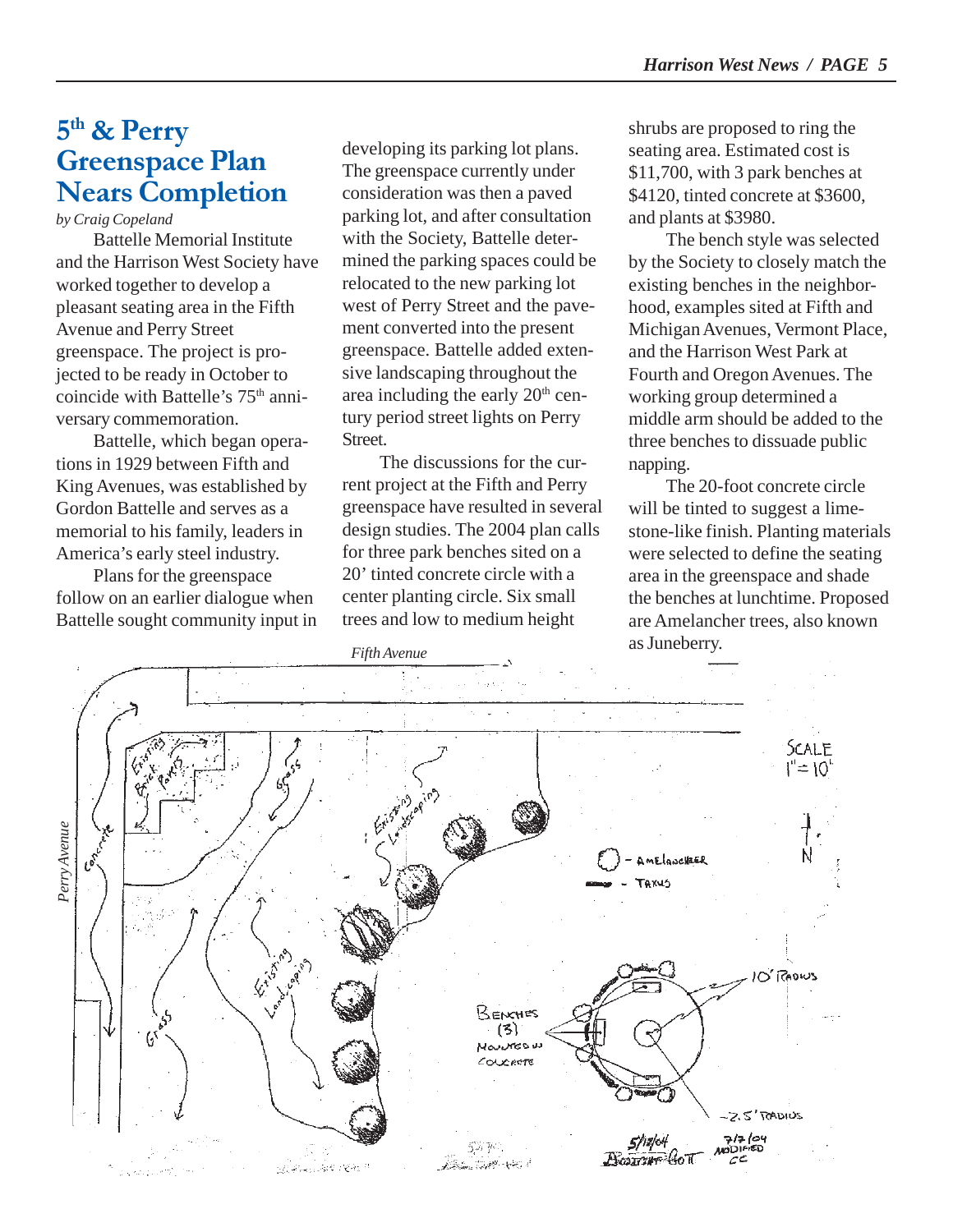# 5th & Perry Greenspace Plan Nears Completion

*by Craig Copeland*

Battelle Memorial Institute and the Harrison West Society have worked together to develop a pleasant seating area in the Fifth Avenue and Perry Street greenspace. The project is projected to be ready in October to coincide with Battelle's 75th anniversary commemoration.

Battelle, which began operations in 1929 between Fifth and King Avenues, was established by Gordon Battelle and serves as a memorial to his family, leaders in America's early steel industry.

Plans for the greenspace follow on an earlier dialogue when Battelle sought community input in developing its parking lot plans. The greenspace currently under consideration was then a paved parking lot, and after consultation with the Society, Battelle determined the parking spaces could be relocated to the new parking lot west of Perry Street and the pavement converted into the present greenspace. Battelle added extensive landscaping throughout the area including the early 20th century period street lights on Perry Street.

The discussions for the current project at the Fifth and Perry greenspace have resulted in several design studies. The 2004 plan calls for three park benches sited on a 20' tinted concrete circle with a center planting circle. Six small trees and low to medium height shrubs are proposed to ring the seating area. Estimated cost is $11,700, with 3 park benches at $4120, tinted concrete at $3600, and plants at $3980.

The bench style was selected by the Society to closely match the existing benches in the neighborhood, examples sited at Fifth and Michigan Avenues, Vermont Place, and the Harrison West Park at Fourth and Oregon Avenues. The working group determined a middle arm should be added to the three benches to dissuade public napping.

The 20-foot concrete circle will be tinted to suggest a limestone-like finish. Planting materials were selected to define the seating area in the greenspace and shade the benches at lunchtime. Proposed are Amelancher trees, also known as Juneberry.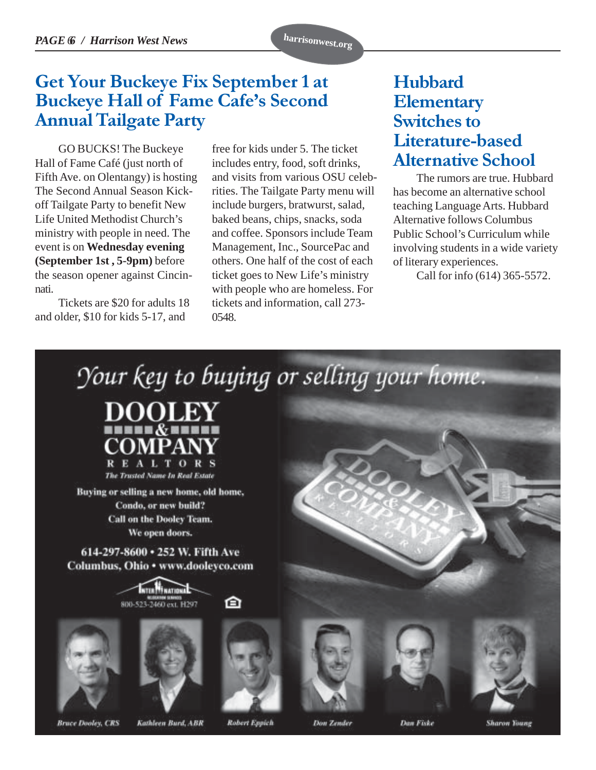## Get Your Buckeye Fix September 1 at Buckeye Hall of Fame Cafe's Second Annual Tailgate Party

GO BUCKS! The Buckeye Hall of Fame Café (just north of Fifth Ave. on Olentangy) is hosting The Second Annual Season Kick-off Tailgate Party to benefit New Life United Methodist Church's ministry with people in need. The event is on **Wednesday evening (September 1st , 5-9pm)** before the season opener against Cincinnati.

Tickets are $20 for adults 18 and older, $10 for kids 5-17, and free for kids under 5. The ticket includes entry, food, soft drinks, and visits from various OSU celebrities. The Tailgate Party menu will include burgers, bratwurst, salad, baked beans, chips, snacks, soda and coffee. Sponsors include Team Management, Inc., SourcePac and others. One half of the cost of each ticket goes to New Life's ministry with people who are homeless. For tickets and information, call 273-0548.

## Hubbard Elementary Switches to Literature-based Alternative School

The rumors are true. Hubbard has become an alternative school teaching Language Arts. Hubbard Alternative follows Columbus Public School's Curriculum while involving students in a wide variety of literary experiences.

Call for info (614) 365-5572.

---

*Your key to buying or selling your home.*

**DOOLEY & COMPANY**
REALTORS
*The Trusted Name In Real Estate*

**Buying or selling a new home, old home, Condo, or new build?**
**Call on the Dooley Team.**
**We open doors.**

**614-297-8600 • 252 W. Fifth Ave**
**Columbus, Ohio • www.dooleyco.com**

INTERNATIONAL RELOCATION SERVICES
800-523-2460 ext. H297

*Bruce Dooley, CRS* · *Kathleen Burd, ABR* · *Robert Eppich* · *Don Zender* · *Dan Fiske* · *Sharon Young*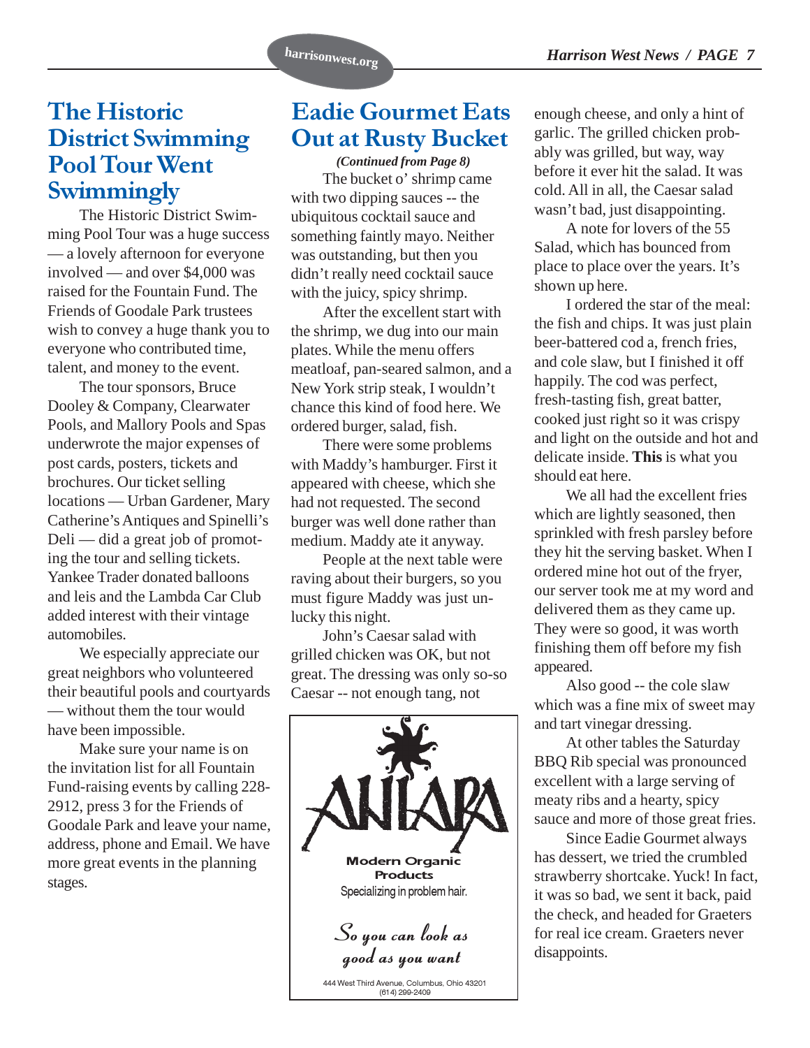# The Historic District Swimming Pool Tour Went Swimmingly

The Historic District Swimming Pool Tour was a huge success — a lovely afternoon for everyone involved — and over $4,000 was raised for the Fountain Fund. The Friends of Goodale Park trustees wish to convey a huge thank you to everyone who contributed time, talent, and money to the event.

The tour sponsors, Bruce Dooley & Company, Clearwater Pools, and Mallory Pools and Spas underwrote the major expenses of post cards, posters, tickets and brochures. Our ticket selling locations — Urban Gardener, Mary Catherine's Antiques and Spinelli's Deli — did a great job of promoting the tour and selling tickets. Yankee Trader donated balloons and leis and the Lambda Car Club added interest with their vintage automobiles.

We especially appreciate our great neighbors who volunteered their beautiful pools and courtyards — without them the tour would have been impossible.

Make sure your name is on the invitation list for all Fountain Fund-raising events by calling 228-2912, press 3 for the Friends of Goodale Park and leave your name, address, phone and Email. We have more great events in the planning stages.

# Eadie Gourmet Eats Out at Rusty Bucket

***(Continued from Page 8)***

The bucket o' shrimp came with two dipping sauces -- the ubiquitous cocktail sauce and something faintly mayo. Neither was outstanding, but then you didn't really need cocktail sauce with the juicy, spicy shrimp.

After the excellent start with the shrimp, we dug into our main plates. While the menu offers meatloaf, pan-seared salmon, and a New York strip steak, I wouldn't chance this kind of food here. We ordered burger, salad, fish.

There were some problems with Maddy's hamburger. First it appeared with cheese, which she had not requested. The second burger was well done rather than medium. Maddy ate it anyway.

People at the next table were raving about their burgers, so you must figure Maddy was just unlucky this night.

John's Caesar salad with grilled chicken was OK, but not great. The dressing was only so-so Caesar -- not enough tang, not enough cheese, and only a hint of garlic. The grilled chicken probably was grilled, but way, way before it ever hit the salad. It was cold. All in all, the Caesar salad wasn't bad, just disappointing.

A note for lovers of the 55 Salad, which has bounced from place to place over the years. It's shown up here.

I ordered the star of the meal: the fish and chips. It was just plain beer-battered cod a, french fries, and cole slaw, but I finished it off happily. The cod was perfect, fresh-tasting fish, great batter, cooked just right so it was crispy and light on the outside and hot and delicate inside. **This** is what you should eat here.

We all had the excellent fries which are lightly seasoned, then sprinkled with fresh parsley before they hit the serving basket. When I ordered mine hot out of the fryer, our server took me at my word and delivered them as they came up. They were so good, it was worth finishing them off before my fish appeared.

Also good -- the cole slaw which was a fine mix of sweet may and tart vinegar dressing.

At other tables the Saturday BBQ Rib special was pronounced excellent with a large serving of meaty ribs and a hearty, spicy sauce and more of those great fries.

Since Eadie Gourmet always has dessert, we tried the crumbled strawberry shortcake. Yuck! In fact, it was so bad, we sent it back, paid the check, and headed for Graeters for real ice cream. Graeters never disappoints.

---

**ANTARA**

**Modern Organic Products**

Specializing in problem hair.

*So you can look as good as you want*

444 West Third Avenue, Columbus, Ohio 43201
(614) 299-2409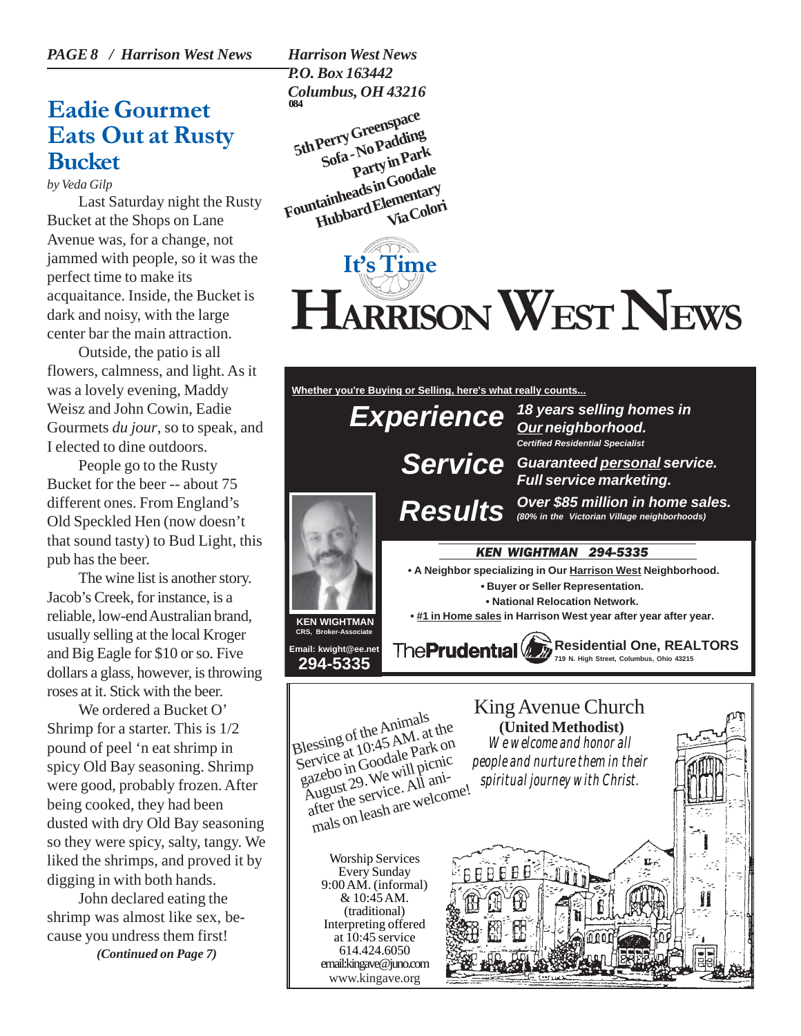## Eadie Gourmet Eats Out at Rusty Bucket

*by Veda Gilp*

Last Saturday night the Rusty Bucket at the Shops on Lane Avenue was, for a change, not jammed with people, so it was the perfect time to make its acquaitance. Inside, the Bucket is dark and noisy, with the large center bar the main attraction.

Outside, the patio is all flowers, calmness, and light. As it was a lovely evening, Maddy Weisz and John Cowin, Eadie Gourmets *du jour*, so to speak, and I elected to dine outdoors.

People go to the Rusty Bucket for the beer -- about 75 different ones. From England's Old Speckled Hen (now doesn't that sound tasty) to Bud Light, this pub has the beer.

The wine list is another story. Jacob's Creek, for instance, is a reliable, low-end Australian brand, usually selling at the local Kroger and Big Eagle for $10 or so. Five dollars a glass, however, is throwing roses at it. Stick with the beer.

We ordered a Bucket O' Shrimp for a starter. This is 1/2 pound of peel 'n eat shrimp in spicy Old Bay seasoning. Shrimp were good, probably frozen. After being cooked, they had been dusted with dry Old Bay seasoning so they were spicy, salty, tangy. We liked the shrimps, and proved it by digging in with both hands.

John declared eating the shrimp was almost like sex, because you undress them first!

*(Continued on Page 7)*

*Harrison West News*
*P.O. Box 163442*
*Columbus, OH 43216*

084

5th Perry Greenspace
Sofa - No Padding
Party in Park
Fountainheads in Goodale
Hubbard Elementary
Via Colori

It's Time

# HARRISON WEST NEWS

**Whether you're Buying or Selling, here's what really counts...**

***Experience*** — *18 years selling homes in Our neighborhood.* *Certified Residential Specialist*

***Service*** — *Guaranteed personal service. Full service marketing.*

***Results*** — *Over $85 million in home sales.* *(80% in the Victorian Village neighborhoods)*

**KEN WIGHTMAN 294-5335**

- A Neighbor specializing in Our Harrison West Neighborhood.
- Buyer or Seller Representation.
- National Relocation Network.
- #1 in Home sales in Harrison West year after year after year.

**KEN WIGHTMAN**
CRS, Broker-Associate
Email: kwight@ee.net
**294-5335**

The Prudential Residential One, REALTORS
719 N. High Street, Columbus, Ohio 43215

## King Avenue Church
**(United Methodist)**

*We welcome and honor all people and nurture them in their spiritual journey with Christ.*

Blessing of the Animals Service at 10:45 AM. at the gazebo in Goodale Park on August 29. We will picnic after the service. All animals on leash are welcome!

Worship Services
Every Sunday
9:00 AM. (informal)
& 10:45 AM.
(traditional)
Interpreting offered at 10:45 service
614.424.6050
email:kingave@juno.com
www.kingave.org